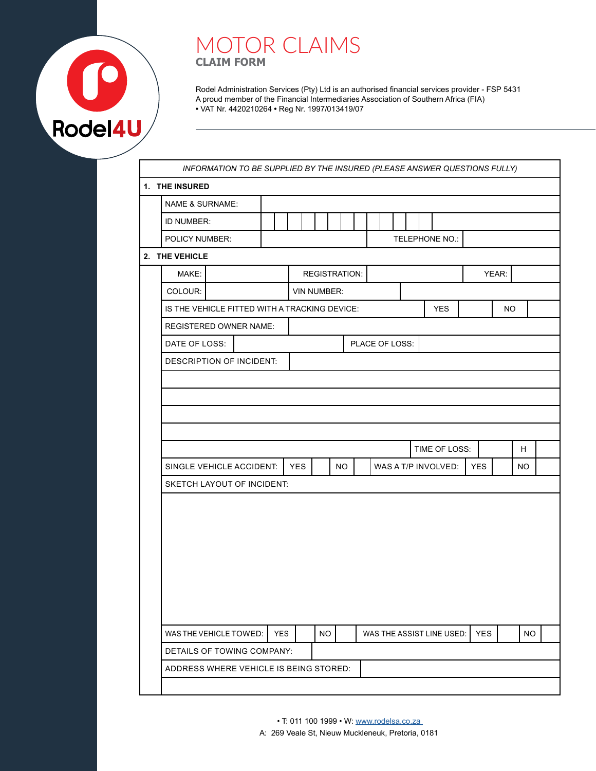Rodel4U

# MOTOR CLAIMS

## CLAIM FORM

Rodel Administration Services (Pty) Ltd is an authorised financial services provider - FSP 5431
A proud member of the Financial Intermediaries Association of Southern Africa (FIA)
• VAT Nr. 4420210264 • Reg Nr. 1997/013419/07

*INFORMATION TO BE SUPPLIED BY THE INSURED (PLEASE ANSWER QUESTIONS FULLY)*

**1. THE INSURED**

| | | | |
|---|---|---|---|
| NAME & SURNAME: | | | |
| ID NUMBER: | | | |
| POLICY NUMBER: | | TELEPHONE NO.: | |

**2. THE VEHICLE**

| | | | | | |
|---|---|---|---|---|---|
| MAKE: | | REGISTRATION: | | YEAR: | |
| COLOUR: | | VIN NUMBER: | | | |

| | | | | |
|---|---|---|---|---|
| IS THE VEHICLE FITTED WITH A TRACKING DEVICE: | YES | | NO | |

| | |
|---|---|
| REGISTERED OWNER NAME: | |

| | | | |
|---|---|---|---|
| DATE OF LOSS: | | PLACE OF LOSS: | |

| | |
|---|---|
| DESCRIPTION OF INCIDENT: | |
| | |
| | |
| | |
| | |

| | | | |
|---|---|---|---|
| | TIME OF LOSS: | | H |

| | | | | | | | | | |
|---|---|---|---|---|---|---|---|---|---|
| SINGLE VEHICLE ACCIDENT: | YES | | NO | | WAS A T/P INVOLVED: | YES | | NO | |

SKETCH LAYOUT OF INCIDENT:

| | | | | | | | | | |
|---|---|---|---|---|---|---|---|---|---|
| WAS THE VEHICLE TOWED: | YES | | NO | | WAS THE ASSIST LINE USED: | YES | | NO | |

| | |
|---|---|
| DETAILS OF TOWING COMPANY: | |
| ADDRESS WHERE VEHICLE IS BEING STORED: | |
| | |

• T: 011 100 1999 • W: www.rodelsa.co.za
A: 269 Veale St, Nieuw Muckleneuk, Pretoria, 0181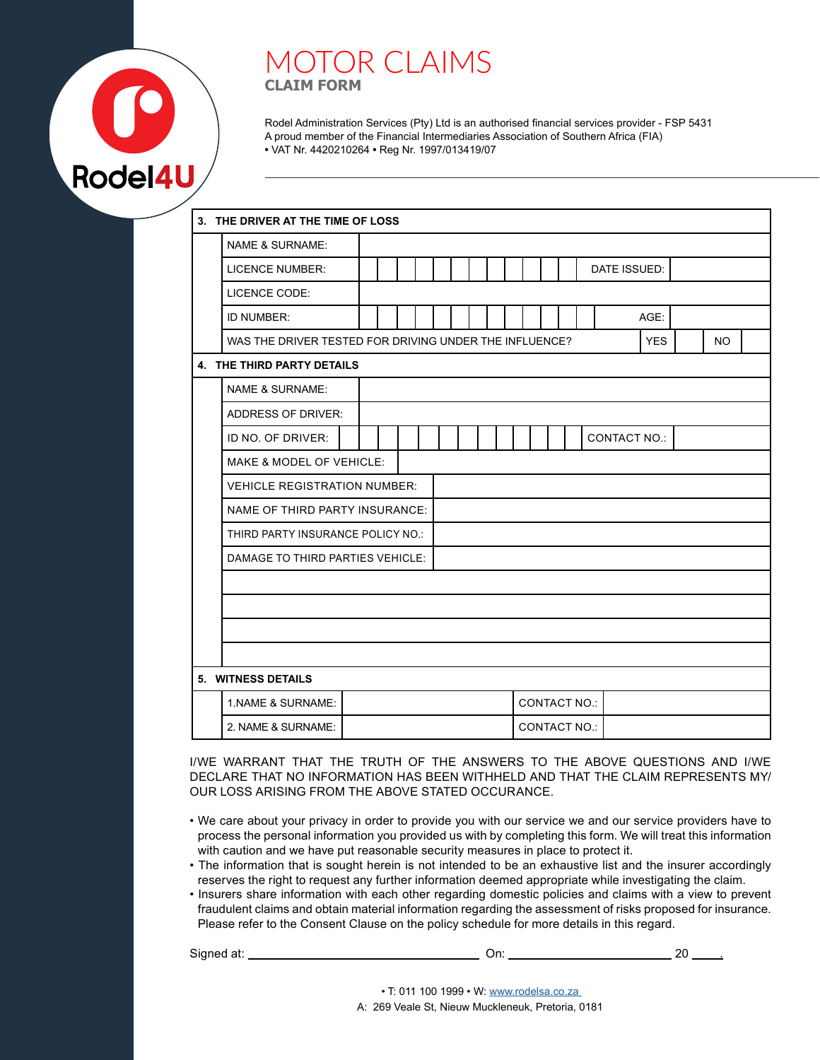# MOTOR CLAIMS

**CLAIM FORM**

Rodel Administration Services (Pty) Ltd is an authorised financial services provider - FSP 5431
A proud member of the Financial Intermediaries Association of Southern Africa (FIA)
• VAT Nr. 4420210264 • Reg Nr. 1997/013419/07

**3. THE DRIVER AT THE TIME OF LOSS**

| | | | |
|---|---|---|---|
| NAME & SURNAME: | | | |
| LICENCE NUMBER: | | DATE ISSUED: | |
| LICENCE CODE: | | | |
| ID NUMBER: | | AGE: | |
| WAS THE DRIVER TESTED FOR DRIVING UNDER THE INFLUENCE? | YES | | NO |

**4. THE THIRD PARTY DETAILS**

| | | | |
|---|---|---|---|
| NAME & SURNAME: | | | |
| ADDRESS OF DRIVER: | | | |
| ID NO. OF DRIVER: | | CONTACT NO.: | |
| MAKE & MODEL OF VEHICLE: | | | |
| VEHICLE REGISTRATION NUMBER: | | | |
| NAME OF THIRD PARTY INSURANCE: | | | |
| THIRD PARTY INSURANCE POLICY NO.: | | | |
| DAMAGE TO THIRD PARTIES VEHICLE: | | | |
| | | | |
| | | | |
| | | | |
| | | | |

**5. WITNESS DETAILS**

| | | | |
|---|---|---|---|
| 1.NAME & SURNAME: | | CONTACT NO.: | |
| 2. NAME & SURNAME: | | CONTACT NO.: | |

I/WE WARRANT THAT THE TRUTH OF THE ANSWERS TO THE ABOVE QUESTIONS AND I/WE DECLARE THAT NO INFORMATION HAS BEEN WITHHELD AND THAT THE CLAIM REPRESENTS MY/OUR LOSS ARISING FROM THE ABOVE STATED OCCURANCE.

- We care about your privacy in order to provide you with our service we and our service providers have to process the personal information you provided us with by completing this form. We will treat this information with caution and we have put reasonable security measures in place to protect it.
- The information that is sought herein is not intended to be an exhaustive list and the insurer accordingly reserves the right to request any further information deemed appropriate while investigating the claim.
- Insurers share information with each other regarding domestic policies and claims with a view to prevent fraudulent claims and obtain material information regarding the assessment of risks proposed for insurance. Please refer to the Consent Clause on the policy schedule for more details in this regard.

Signed at: ______________________ On: ______________________ 20 ____.

• T: 011 100 1999 • W: www.rodelsa.co.za
A: 269 Veale St, Nieuw Muckleneuk, Pretoria, 0181